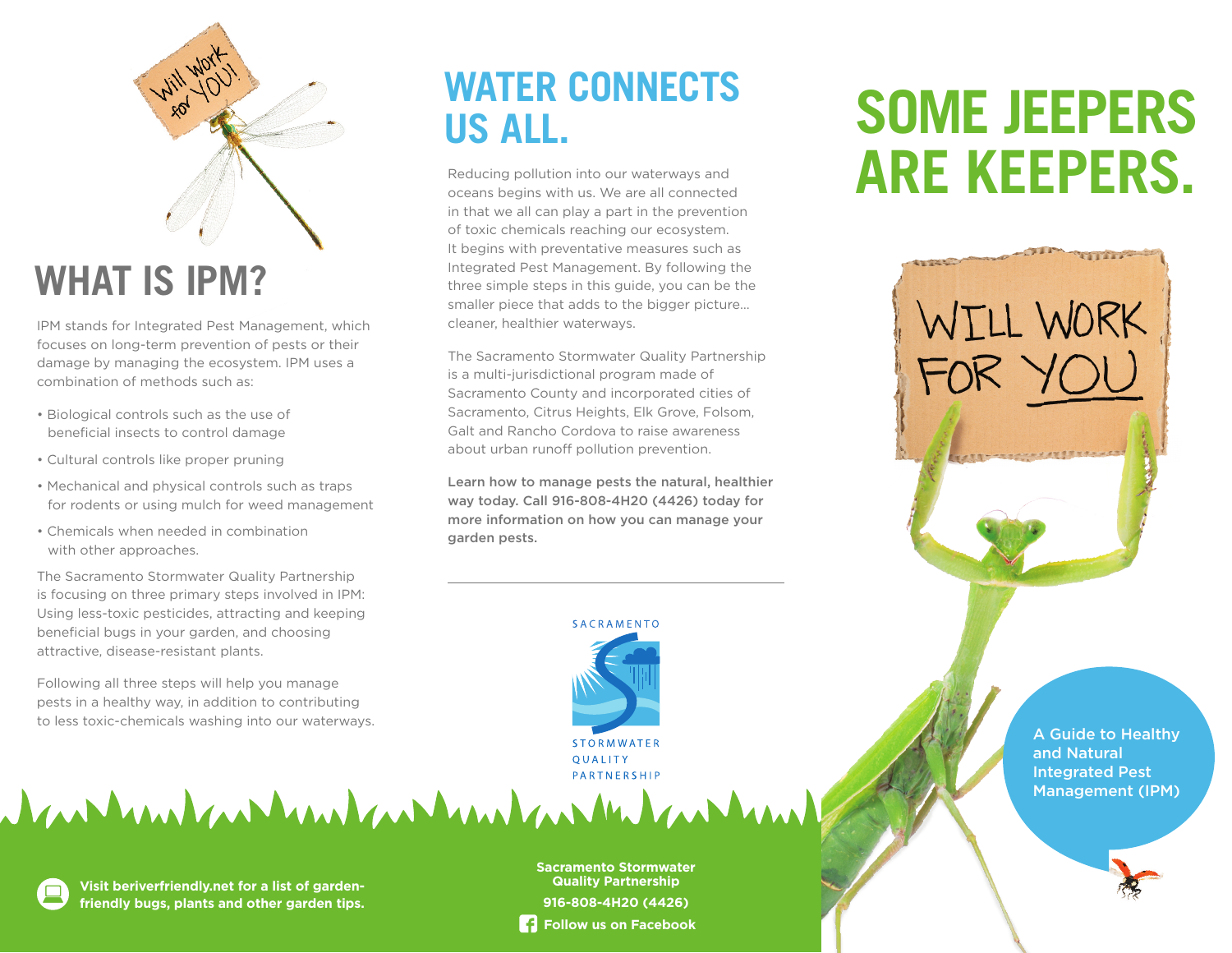## WHAT IS IPM?

IPM stands for Integrated Pest Management, which focuses on long-term prevention of pests or their damage by managing the ecosystem. IPM uses a combination of methods such as:

- Biological controls such as the use of beneficial insects to control damage
- Cultural controls like proper pruning
- Mechanical and physical controls such as traps for rodents or using mulch for weed management
- Chemicals when needed in combination with other approaches.

The Sacramento Stormwater Quality Partnership is focusing on three primary steps involved in IPM: Using less-toxic pesticides, attracting and keeping beneficial bugs in your garden, and choosing attractive, disease-resistant plants.

Following all three steps will help you manage pests in a healthy way, in addition to contributing to less toxic-chemicals washing into our waterways.

**Visit beriverfriendly.net for a list of garden-friendly bugs, plants and other garden tips.**

## WATER CONNECTS US ALL.

Reducing pollution into our waterways and oceans begins with us. We are all connected in that we all can play a part in the prevention of toxic chemicals reaching our ecosystem. It begins with preventative measures such as Integrated Pest Management. By following the three simple steps in this guide, you can be the smaller piece that adds to the bigger picture... cleaner, healthier waterways.

The Sacramento Stormwater Quality Partnership is a multi-jurisdictional program made of Sacramento County and incorporated cities of Sacramento, Citrus Heights, Elk Grove, Folsom, Galt and Rancho Cordova to raise awareness about urban runoff pollution prevention.

**Learn how to manage pests the natural, healthier way today. Call 916-808-4H20 (4426) today for more information on how you can manage your garden pests.**

SACRAMENTO STORMWATER QUALITY PARTNERSHIP

**Sacramento Stormwater Quality Partnership**

**916-808-4H20 (4426)**

**Follow us on Facebook**

# SOME JEEPERS ARE KEEPERS.

WILL WORK FOR YOU

A Guide to Healthy and Natural Integrated Pest Management (IPM)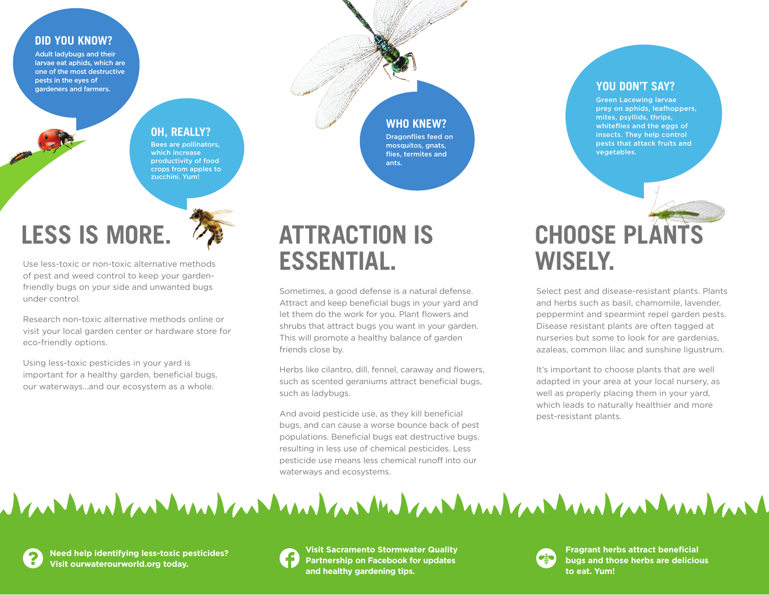**DID YOU KNOW?**

Adult ladybugs and their larvae eat aphids, which are one of the most destructive pests in the eyes of gardeners and farmers.

**OH, REALLY?**

Bees are pollinators, which increase productivity of food crops from apples to zucchini. Yum!

**WHO KNEW?**

Dragonflies feed on mosquitos, gnats, flies, termites and ants.

**YOU DON'T SAY?**

Green Lacewing larvae prey on aphids, leafhoppers, mites, psyllids, thrips, whiteflies and the eggs of insects. They help control pests that attack fruits and vegetables.

# LESS IS MORE.

Use less-toxic or non-toxic alternative methods of pest and weed control to keep your garden-friendly bugs on your side and unwanted bugs under control.

Research non-toxic alternative methods online or visit your local garden center or hardware store for eco-friendly options.

Using less-toxic pesticides in your yard is important for a healthy garden, beneficial bugs, our waterways...and our ecosystem as a whole.

# ATTRACTION IS ESSENTIAL.

Sometimes, a good defense is a natural defense. Attract and keep beneficial bugs in your yard and let them do the work for you. Plant flowers and shrubs that attract bugs you want in your garden. This will promote a healthy balance of garden friends close by.

Herbs like cilantro, dill, fennel, caraway and flowers, such as scented geraniums attract beneficial bugs, such as ladybugs.

And avoid pesticide use, as they kill beneficial bugs, and can cause a worse bounce back of pest populations. Beneficial bugs eat destructive bugs, resulting in less use of chemical pesticides. Less pesticide use means less chemical runoff into our waterways and ecosystems.

# CHOOSE PLANTS WISELY.

Select pest and disease-resistant plants. Plants and herbs such as basil, chamomile, lavender, peppermint and spearmint repel garden pests. Disease resistant plants are often tagged at nurseries but some to look for are gardenias, azaleas, common lilac and sunshine ligustrum.

It's important to choose plants that are well adapted in your area at your local nursery, as well as properly placing them in your yard, which leads to naturally healthier and more pest-resistant plants.

**Need help identifying less-toxic pesticides? Visit ourwaterourworld.org today.**

**Visit Sacramento Stormwater Quality Partnership on Facebook for updates and healthy gardening tips.**

**Fragrant herbs attract beneficial bugs and those herbs are delicious to eat. Yum!**